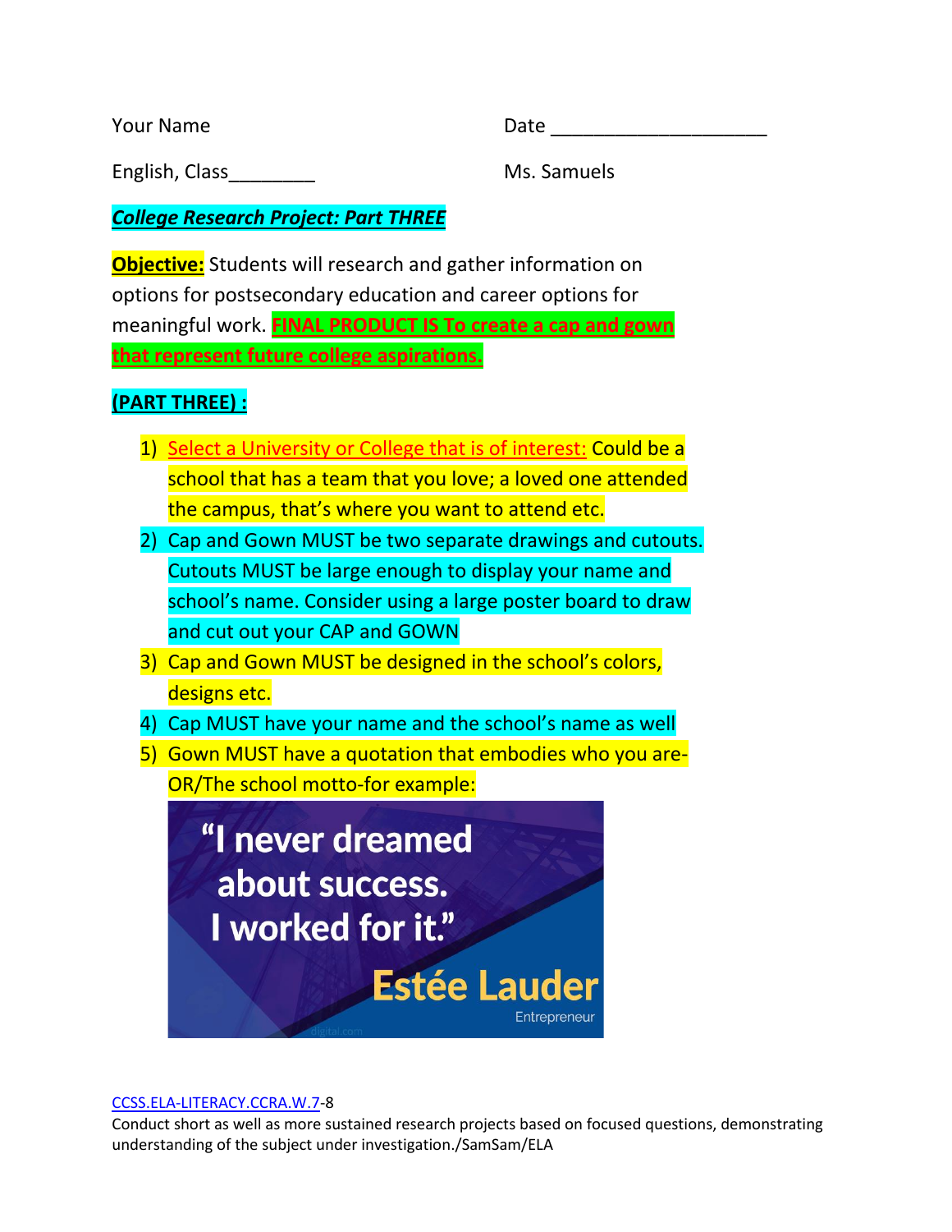Your Name                                        Date ____________________

English, Class________                           Ms. Samuels

***College Research Project: Part THREE***

**Objective:** Students will research and gather information on options for postsecondary education and career options for meaningful work. **FINAL PRODUCT IS To create a cap and gown that represent future college aspirations.**

**(PART THREE) :**

1) Select a University or College that is of interest: Could be a school that has a team that you love; a loved one attended the campus, that's where you want to attend etc.
2) Cap and Gown MUST be two separate drawings and cutouts. Cutouts MUST be large enough to display your name and school's name. Consider using a large poster board to draw and cut out your CAP and GOWN
3) Cap and Gown MUST be designed in the school's colors, designs etc.
4) Cap MUST have your name and the school's name as well
5) Gown MUST have a quotation that embodies who you are- OR/The school motto-for example:

"I never dreamed about success. I worked for it."

Estée Lauder

Entrepreneur

CCSS.ELA-LITERACY.CCRA.W.7-8
Conduct short as well as more sustained research projects based on focused questions, demonstrating understanding of the subject under investigation./SamSam/ELA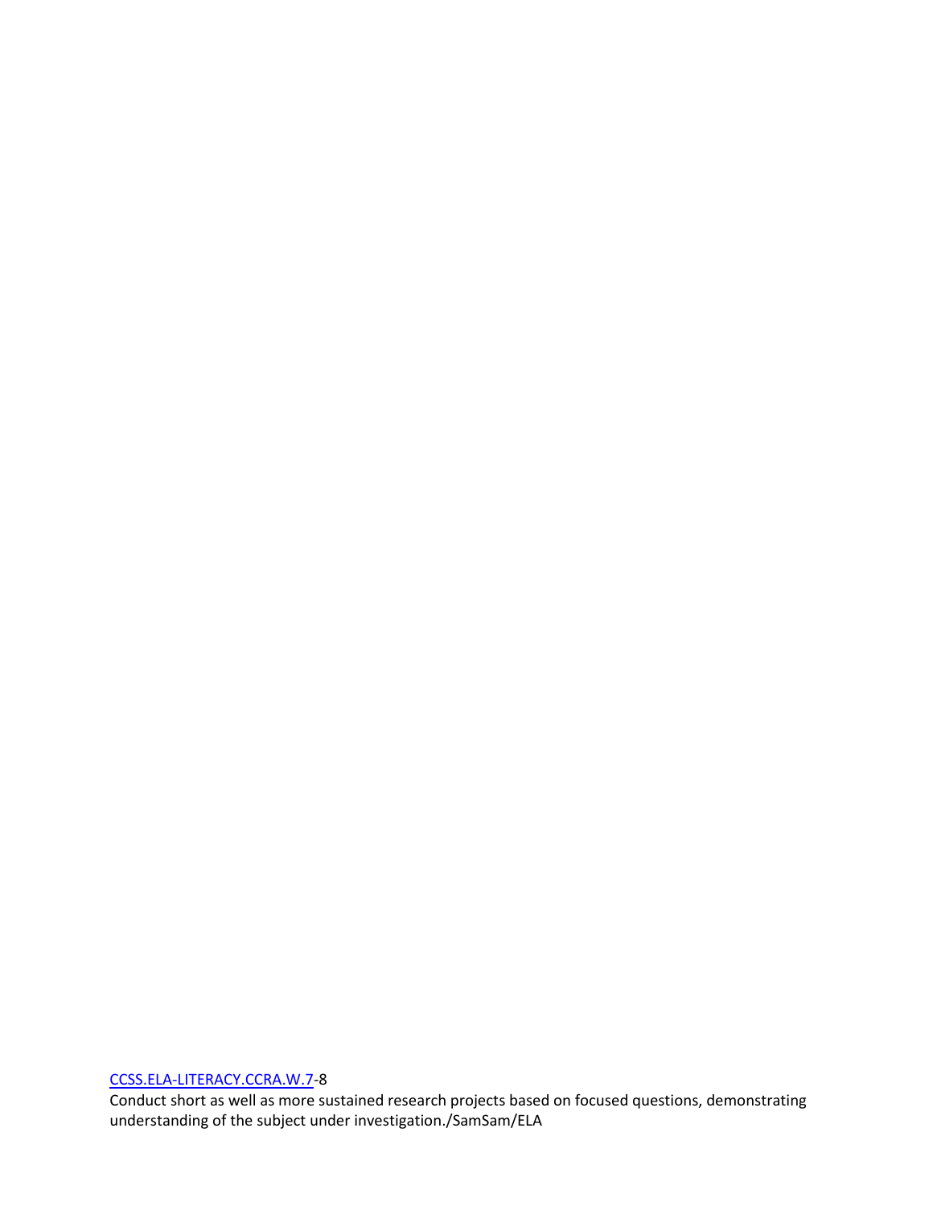[CCSS.ELA-LITERACY.CCRA.W.7]-8

Conduct short as well as more sustained research projects based on focused questions, demonstrating understanding of the subject under investigation./SamSam/ELA